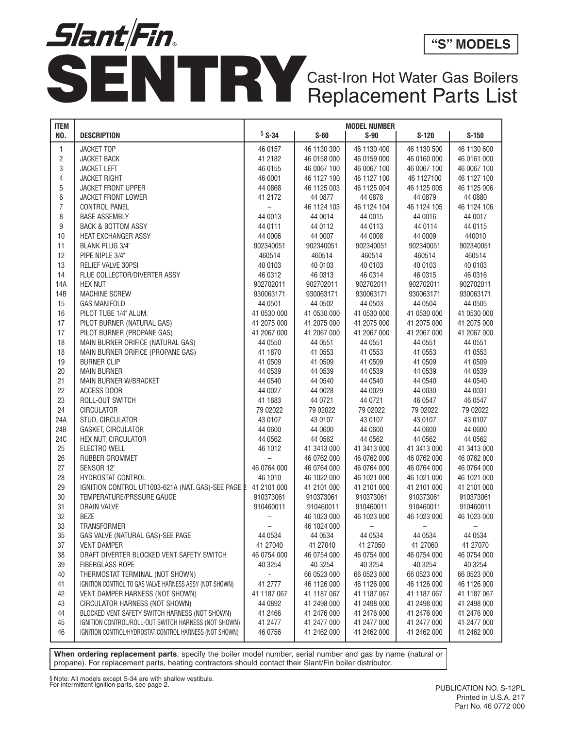# Slant/Fin® SENTRY

**"S" MODELS**

## Cast-Iron Hot Water Gas Boilers Replacement Parts List

| ITEM NO. | DESCRIPTION | MODEL NUMBER § S-34 | S-60 | S-90 | S-120 | S-150 |
|---|---|---|---|---|---|---|
| 1 | JACKET TOP | 46 0157 | 46 1130 300 | 46 1130 400 | 46 1130 500 | 46 1130 600 |
| 2 | JACKET BACK | 41 2182 | 46 0158 000 | 46 0159 000 | 46 0160 000 | 46 0161 000 |
| 3 | JACKET LEFT | 46 0155 | 46 0067 100 | 46 0067 100 | 46 0067 100 | 46 0067 100 |
| 4 | JACKET RIGHT | 46 0001 | 46 1127 100 | 46 1127 100 | 46 1127100 | 46 1127 100 |
| 5 | JACKET FRONT UPPER | 44 0868 | 46 1125 003 | 46 1125 004 | 46 1125 005 | 46 1125 006 |
| 6 | JACKET FRONT LOWER | 41 2172 | 44 0877 | 44 0878 | 44 0879 | 44 0880 |
| 7 | CONTROL PANEL | – | 46 1124 103 | 46 1124 104 | 46 1124 105 | 46 1124 106 |
| 8 | BASE ASSEMBLY | 44 0013 | 44 0014 | 44 0015 | 44 0016 | 44 0017 |
| 9 | BACK & BOTTOM ASSY | 44 0111 | 44 0112 | 44 0113 | 44 0114 | 44 0115 |
| 10 | HEAT EXCHANGER ASSY | 44 0006 | 44 0007 | 44 0008 | 44 0009 | 440010 |
| 11 | BLANK PLUG 3/4" | 902340051 | 902340051 | 902340051 | 902340051 | 902340051 |
| 12 | PIPE NIPLE 3/4" | 460514 | 460514 | 460514 | 460514 | 460514 |
| 13 | RELIEF VALVE 30PSI | 40 0103 | 40 0103 | 40 0103 | 40 0103 | 40 0103 |
| 14 | FLUE COLLECTOR/DIVERTER ASSY | 46 0312 | 46 0313 | 46 0314 | 46 0315 | 46 0316 |
| 14A | HEX NUT | 902702011 | 902702011 | 902702011 | 902702011 | 902702011 |
| 14B | MACHINE SCREW | 930063171 | 930063171 | 930063171 | 930063171 | 930063171 |
| 15 | GAS MANIFOLD | 44 0501 | 44 0502 | 44 0503 | 44 0504 | 44 0505 |
| 16 | PILOT TUBE 1/4" ALUM. | 41 0530 000 | 41 0530 000 | 41 0530 000 | 41 0530 000 | 41 0530 000 |
| 17 | PILOT BURNER (NATURAL GAS) | 41 2075 000 | 41 2075 000 | 41 2075 000 | 41 2075 000 | 41 2075 000 |
| 17 | PILOT BURNER (PROPANE GAS) | 41 2067 000 | 41 2067 000 | 41 2067 000 | 41 2067 000 | 41 2067 000 |
| 18 | MAIN BURNER ORIFICE (NATURAL GAS) | 44 0550 | 44 0551 | 44 0551 | 44 0551 | 44 0551 |
| 18 | MAIN BURNER ORIFICE (PROPANE GAS) | 41 1870 | 41 0553 | 41 0553 | 41 0553 | 41 0553 |
| 19 | BURNER CLIP | 41 0509 | 41 0509 | 41 0509 | 41 0509 | 41 0509 |
| 20 | MAIN BURNER | 44 0539 | 44 0539 | 44 0539 | 44 0539 | 44 0539 |
| 21 | MAIN BURNER W/BRACKET | 44 0540 | 44 0540 | 44 0540 | 44 0540 | 44 0540 |
| 22 | ACCESS DOOR | 44 0027 | 44 0028 | 44 0029 | 44 0030 | 44 0031 |
| 23 | ROLL-OUT SWITCH | 41 1883 | 44 0721 | 44 0721 | 46 0547 | 46 0547 |
| 24 | CIRCULATOR | 79 02022 | 79 02022 | 79 02022 | 79 02022 | 79 02022 |
| 24A | STUD, CIRCULATOR | 43 0107 | 43 0107 | 43 0107 | 43 0107 | 43 0107 |
| 24B | GASKET, CIRCULATOR | 44 0600 | 44 0600 | 44 0600 | 44 0600 | 44 0600 |
| 24C | HEX NUT, CIRCULATOR | 44 0562 | 44 0562 | 44 0562 | 44 0562 | 44 0562 |
| 25 | ELECTRO WELL | 46 1012 | 41 3413 000 | 41 3413 000 | 41 3413 000 | 41 3413 000 |
| 26 | RUBBER GROMMET | – | 46 0762 000 | 46 0762 000 | 46 0762 000 | 46 0762 000 |
| 27 | SENSOR 12" | 46 0764 000 | 46 0764 000 | 46 0764 000 | 46 0764 000 | 46 0764 000 |
| 28 | HYDROSTAT CONTROL | 46 1010 | 46 1022 000 | 46 1021 000 | 46 1021 000 | 46 1021 000 |
| 29 | IGNITION CONTROL UT1003-621A (NAT. GAS)-SEE PAGE 2 | 41 2101 000 | 41 2101 000 | 41 2101 000 | 41 2101 000 | 41 2101 000 |
| 30 | TEMPERATURE/PRSSURE GAUGE | 910373061 | 910373061 | 910373061 | 910373061 | 910373061 |
| 31 | DRAIN VALVE | 910460011 | 910460011 | 910460011 | 910460011 | 910460011 |
| 32 | BEZE | – | 46 1023 000 | 46 1023 000 | 46 1023 000 | 46 1023 000 |
| 33 | TRANSFORMER | – | 46 1024 000 | – | – | – |
| 35 | GAS VALVE (NATURAL GAS)-SEE PAGE | 44 0534 | 44 0534 | 44 0534 | 44 0534 | 44 0534 |
| 37 | VENT DAMPER | 41 27040 | 41 27040 | 41 27050 | 41 27060 | 41 27070 |
| 38 | DRAFT DIVERTER BLOCKED VENT SAFETY SWITCH | 46 0754 000 | 46 0754 000 | 46 0754 000 | 46 0754 000 | 46 0754 000 |
| 39 | FIBERGLASS ROPE | 40 3254 | 40 3254 | 40 3254 | 40 3254 | 40 3254 |
| 40 | THERMOSTAT TERMINAL (NOT SHOWN) | - | 66 0523 000 | 66 0523 000 | 66 0523 000 | 66 0523 000 |
| 41 | IGNITION CONTROL TO GAS VALVE HARNESS ASSY (NOT SHOWN) | 41 2777 | 46 1126 000 | 46 1126 000 | 46 1126 000 | 46 1126 000 |
| 42 | VENT DAMPER HARNESS (NOT SHOWN) | 41 1187 067 | 41 1187 067 | 41 1187 067 | 41 1187 067 | 41 1187 067 |
| 43 | CIRCULATOR HARNESS (NOT SHOWN) | 44 0892 | 41 2498 000 | 41 2498 000 | 41 2498 000 | 41 2498 000 |
| 44 | BLOCKED VENT SAFETY SWITCH HARNESS (NOT SHOWN) | 41 2466 | 41 2476 000 | 41 2476 000 | 41 2476 000 | 41 2476 000 |
| 45 | IGNITION CONTROL/ROLL-OUT SWITCH HARNESS (NOT SHOWN) | 41 2477 | 41 2477 000 | 41 2477 000 | 41 2477 000 | 41 2477 000 |
| 46 | IGNITION CONTROL/HYDROSTAT CONTROL HARNESS (NOT SHOWN) | 46 0756 | 41 2462 000 | 41 2462 000 | 41 2462 000 | 41 2462 000 |

**When ordering replacement parts**, specify the boiler model number, serial number and gas by name (natural or propane). For replacement parts, heating contractors should contact their Slant/Fin boiler distributor.

§ Note: All models except S-34 are with shallow vestibule.
For intermittent ignition parts, see page 2.

PUBLICATION NO. S-12PL
Printed in U.S.A. 217
Part No. 46 0772 000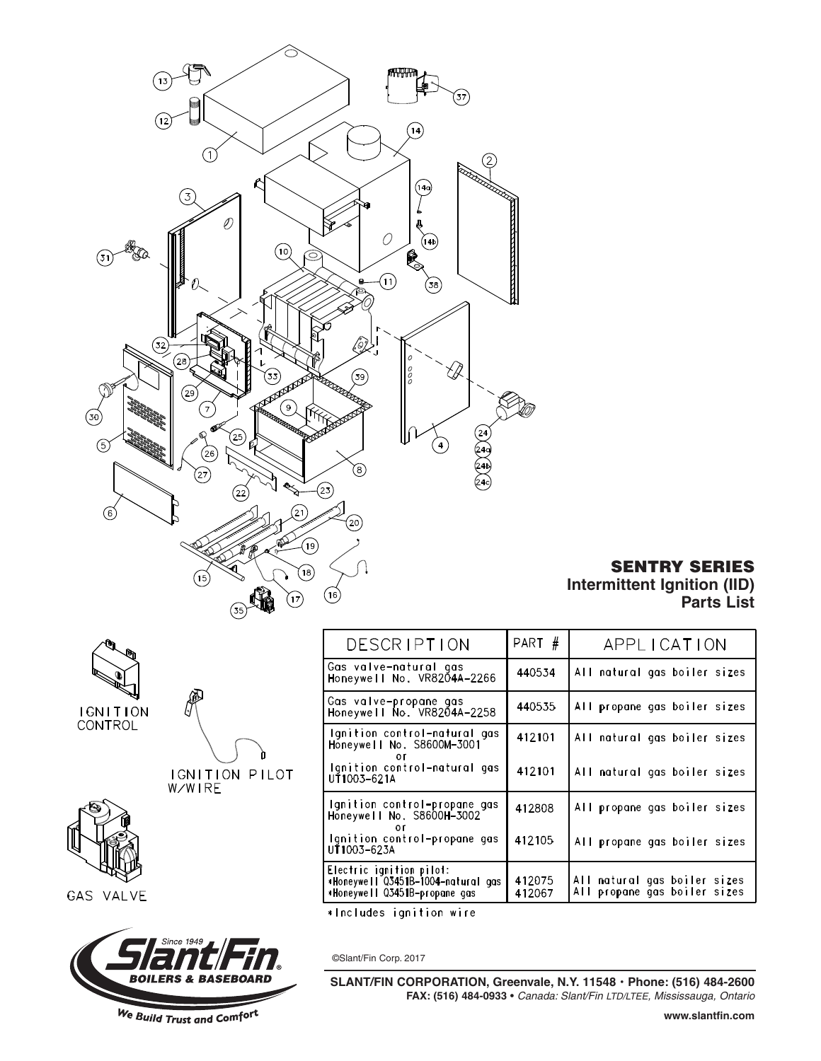## SENTRY SERIES
**Intermittent Ignition (IID)**
**Parts List**

IGNITION CONTROL

IGNITION PILOT W/WIRE

GAS VALVE

| DESCRIPTION | PART # | APPLICATION |
|---|---|---|
| Gas valve-natural gas Honeywell No. VR8204A-2266 | 440534 | All natural gas boiler sizes |
| Gas valve-propane gas Honeywell No. VR8204A-2258 | 440535 | All propane gas boiler sizes |
| Ignition control-natural gas Honeywell No. S8600M-3001 or | 412101 | All natural gas boiler sizes |
| Ignition control-natural gas UT1003-621A | 412101 | All natural gas boiler sizes |
| Ignition control-propane gas Honeywell No. S8600H-3002 or | 412808 | All propane gas boiler sizes |
| Ignition control-propane gas UT1003-623A | 412105 | All propane gas boiler sizes |
| Electric ignition pilot: *Honeywell Q3451B-1004-natural gas *Honeywell Q3451B-propane gas | 412075 412067 | All natural gas boiler sizes All propane gas boiler sizes |

*Includes ignition wire

©Slant/Fin Corp. 2017

Slant/Fin® BOILERS & BASEBOARD — Since 1949 — We Build Trust and Comfort

**SLANT/FIN CORPORATION, Greenvale, N.Y. 11548 • Phone: (516) 484-2600**
**FAX: (516) 484-0933 •** *Canada: Slant/Fin LTD/LTEE, Mississauga, Ontario*

**www.slantfin.com**